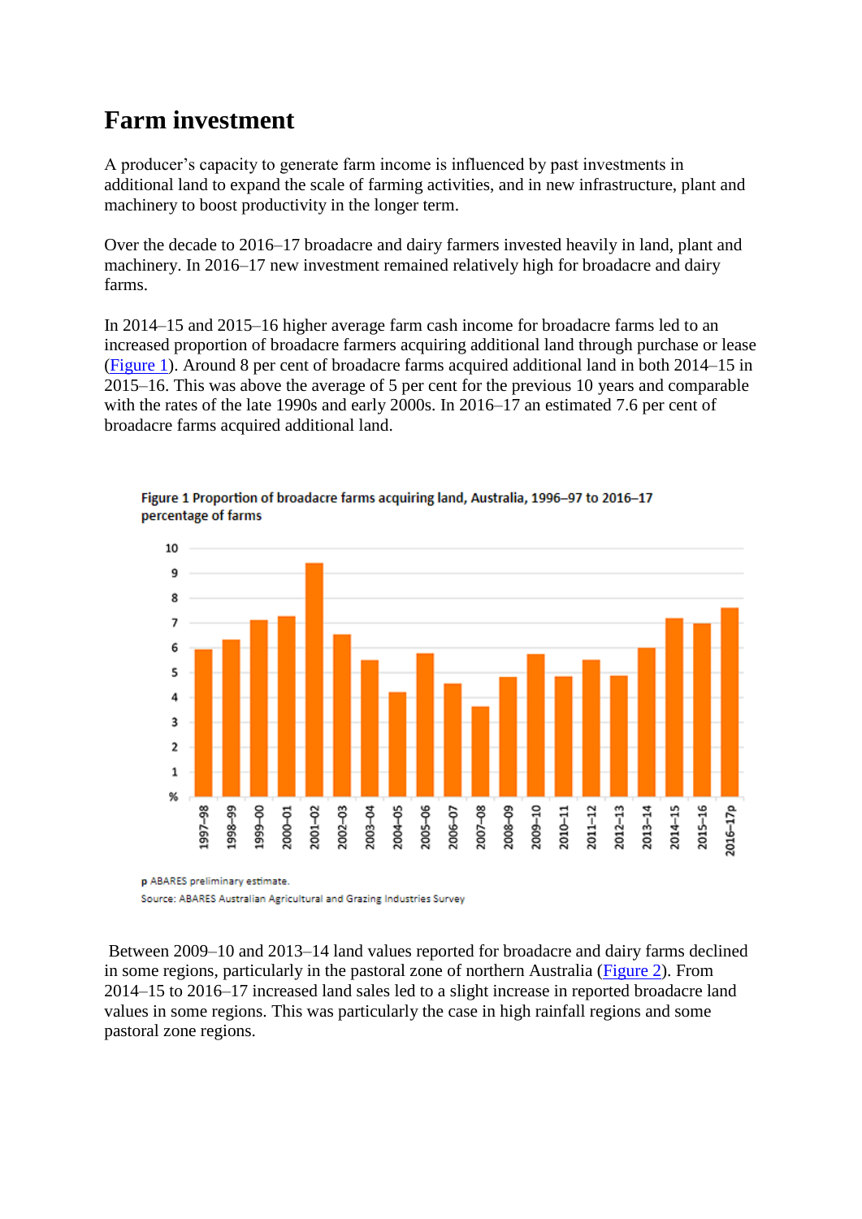# Farm investment

A producer's capacity to generate farm income is influenced by past investments in additional land to expand the scale of farming activities, and in new infrastructure, plant and machinery to boost productivity in the longer term.

Over the decade to 2016–17 broadacre and dairy farmers invested heavily in land, plant and machinery. In 2016–17 new investment remained relatively high for broadacre and dairy farms.

In 2014–15 and 2015–16 higher average farm cash income for broadacre farms led to an increased proportion of broadacre farmers acquiring additional land through purchase or lease (Figure 1). Around 8 per cent of broadacre farms acquired additional land in both 2014–15 in 2015–16. This was above the average of 5 per cent for the previous 10 years and comparable with the rates of the late 1990s and early 2000s. In 2016–17 an estimated 7.6 per cent of broadacre farms acquired additional land.

**Figure 1 Proportion of broadacre farms acquiring land, Australia, 1996–97 to 2016–17**
percentage of farms

p ABARES preliminary estimate.
Source: ABARES Australian Agricultural and Grazing Industries Survey

Between 2009–10 and 2013–14 land values reported for broadacre and dairy farms declined in some regions, particularly in the pastoral zone of northern Australia (Figure 2). From 2014–15 to 2016–17 increased land sales led to a slight increase in reported broadacre land values in some regions. This was particularly the case in high rainfall regions and some pastoral zone regions.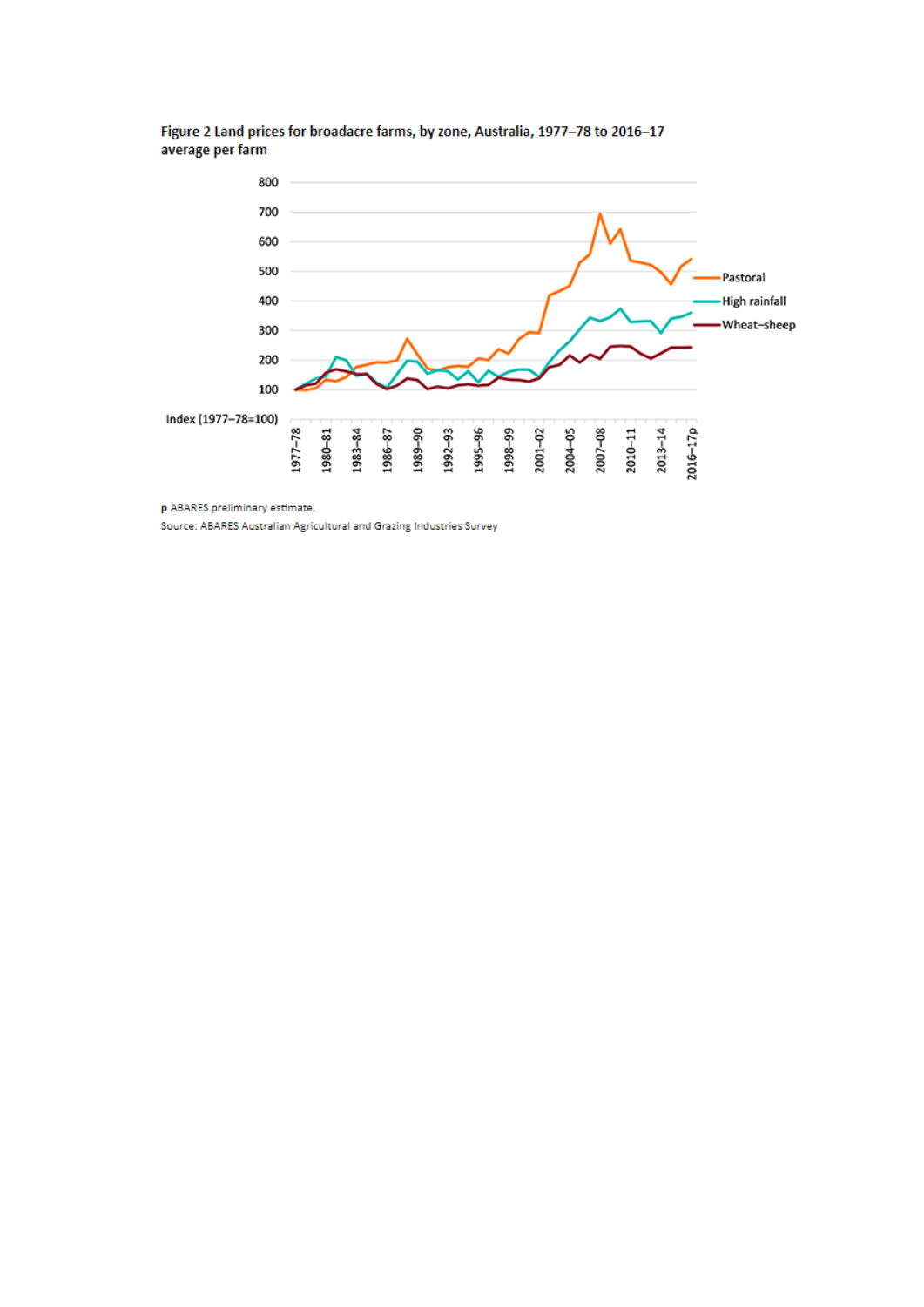**Figure 2 Land prices for broadacre farms, by zone, Australia, 1977–78 to 2016–17**
**average per farm**

800
700
600
500
400
300
200
100
Index (1977–78=100)

1977–78
1980–81
1983–84
1986–87
1989–90
1992–93
1995–96
1998–99
2001–02
2004–05
2007–08
2010–11
2013–14
2016–17p

Pastoral
High rainfall
Wheat–sheep

**p** ABARES preliminary estimate.
Source: ABARES Australian Agricultural and Grazing Industries Survey